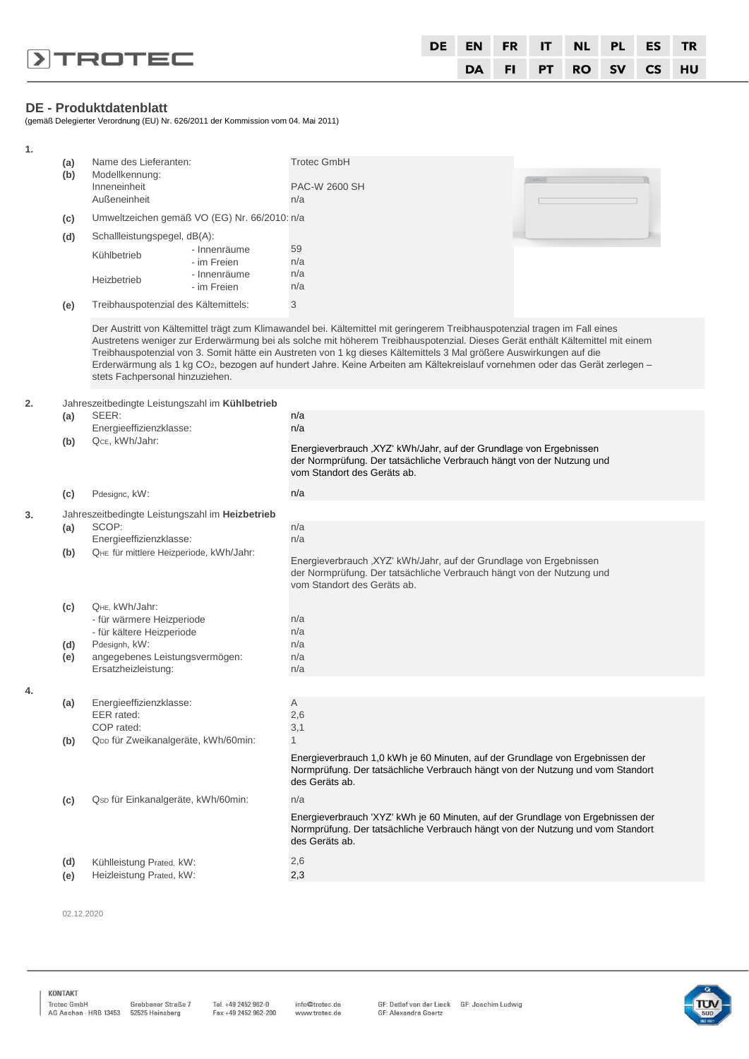DE | EN | FR | IT | NL | PL | ES | TR
DA | FI | PT | RO | SV | CS | HU

## DE - Produktdatenblatt

(gemäß Delegierter Verordnung (EU) Nr. 626/2011 der Kommission vom 04. Mai 2011)

**1.**

| | | | |
|---|---|---|---|
| **(a)** | Name des Lieferanten: | | Trotec GmbH |
| **(b)** | Modellkennung: | | |
| | Inneneinheit | | PAC-W 2600 SH |
| | Außeneinheit | | n/a |
| **(c)** | Umweltzeichen gemäß VO (EG) Nr. 66/2010: | | n/a |
| **(d)** | Schallleistungspegel, dB(A): | | |
| | Kühlbetrieb | - Innenräume | 59 |
| | | - im Freien | n/a |
| | Heizbetrieb | - Innenräume | n/a |
| | | - im Freien | n/a |
| **(e)** | Treibhauspotenzial des Kältemittels: | | 3 |

Der Austritt von Kältemittel trägt zum Klimawandel bei. Kältemittel mit geringerem Treibhauspotenzial tragen im Fall eines Austretens weniger zur Erderwärmung bei als solche mit höherem Treibhauspotenzial. Dieses Gerät enthält Kältemittel mit einem Treibhauspotenzial von 3. Somit hätte ein Austreten von 1 kg dieses Kältemittels 3 Mal größere Auswirkungen auf die Erderwärmung als 1 kg $CO_2$, bezogen auf hundert Jahre. Keine Arbeiten am Kältekreislauf vornehmen oder das Gerät zerlegen – stets Fachpersonal hinzuziehen.

**2.** Jahreszeitbedingte Leistungszahl im **Kühlbetrieb**

| | | |
|---|---|---|
| **(a)** | SEER: | n/a |
| | Energieeffizienzklasse: | n/a |
| **(b)** | $Q_{CE}$, kWh/Jahr: | Energieverbrauch ‚XYZ' kWh/Jahr, auf der Grundlage von Ergebnissen der Normprüfung. Der tatsächliche Verbrauch hängt von der Nutzung und vom Standort des Geräts ab. |
| **(c)** | $P_{designc}$, kW: | n/a |

**3.** Jahreszeitbedingte Leistungszahl im **Heizbetrieb**

| | | |
|---|---|---|
| **(a)** | SCOP: | n/a |
| | Energieeffizienzklasse: | n/a |
| **(b)** | $Q_{HE}$ für mittlere Heizperiode, kWh/Jahr: | Energieverbrauch ‚XYZ' kWh/Jahr, auf der Grundlage von Ergebnissen der Normprüfung. Der tatsächliche Verbrauch hängt von der Nutzung und vom Standort des Geräts ab. |
| **(c)** | $Q_{HE}$, kWh/Jahr: | |
| | - für wärmere Heizperiode | n/a |
| | - für kältere Heizperiode | n/a |
| **(d)** | $P_{designh}$, kW: | n/a |
| **(e)** | angegebenes Leistungsvermögen: | n/a |
| | Ersatzheizleistung: | n/a |

**4.**

| | | |
|---|---|---|
| **(a)** | Energieeffizienzklasse: | A |
| | EER rated: | 2,6 |
| | COP rated: | 3,1 |
| **(b)** | $Q_{DD}$ für Zweikanalgeräte, kWh/60min: | 1 |
| | | Energieverbrauch 1,0 kWh je 60 Minuten, auf der Grundlage von Ergebnissen der Normprüfung. Der tatsächliche Verbrauch hängt von der Nutzung und vom Standort des Geräts ab. |
| **(c)** | $Q_{SD}$ für Einkanalgeräte, kWh/60min: | n/a |
| | | Energieverbrauch 'XYZ' kWh je 60 Minuten, auf der Grundlage von Ergebnissen der Normprüfung. Der tatsächliche Verbrauch hängt von der Nutzung und vom Standort des Geräts ab. |
| **(d)** | Kühlleistung $P_{rated}$, kW: | 2,6 |
| **(e)** | Heizleistung $P_{rated}$, kW: | 2,3 |

02.12.2020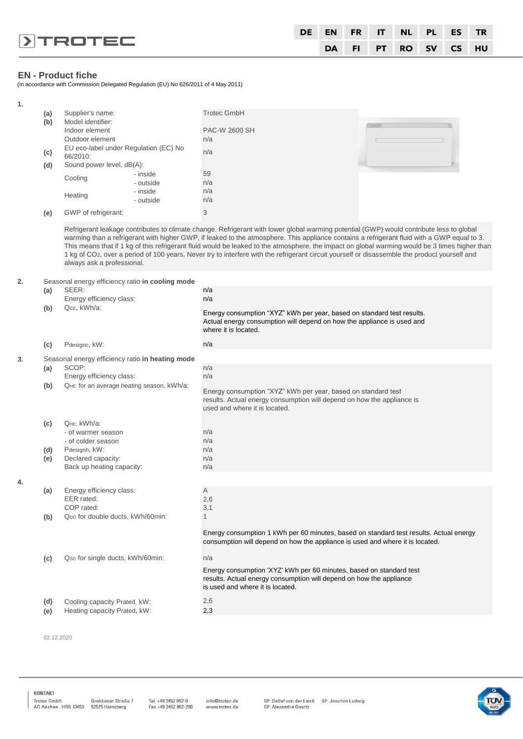## EN - Product fiche

(in accordance with Commission Delegated Regulation (EU) No 626/2011 of 4 May 2011)

**1.**

| | | | |
|---|---|---|---|
| (a) | Supplier's name: | | Trotec GmbH |
| (b) | Model identifier: | | |
| | Indoor element | | PAC-W 2600 SH |
| | Outdoor element | | n/a |
| (c) | EU eco-label under Regulation (EC) No 66/2010: | | n/a |
| (d) | Sound power level, dB(A): | | |
| | Cooling | - inside | 59 |
| | | - outside | n/a |
| | Heating | - inside | n/a |
| | | - outside | n/a |
| (e) | GWP of refrigerant: | | 3 |

Refrigerant leakage contributes to climate change. Refrigerant with lower global warming potential (GWP) would contribute less to global warming than a refrigerant with higher GWP, if leaked to the atmosphere. This appliance contains a refrigerant fluid with a GWP equal to 3. This means that if 1 kg of this refrigerant fluid would be leaked to the atmosphere, the impact on global warming would be 3 times higher than 1 kg of $CO_2$, over a period of 100 years. Never try to interfere with the refrigerant circuit yourself or disassemble the product yourself and always ask a professional.

**2.** Seasonal energy efficiency ratio **in cooling mode**

| | | |
|---|---|---|
| (a) | SEER: | n/a |
| | Energy efficiency class: | n/a |
| (b) | $Q_{CE}$, kWh/a: | Energy consumption "XYZ" kWh per year, based on standard test results. Actual energy consumption will depend on how the appliance is used and where it is located. |
| (c) | $P_{designc}$, kW: | n/a |

**3.** Seasonal energy efficiency ratio **in heating mode**

| | | |
|---|---|---|
| (a) | SCOP: | n/a |
| | Energy efficiency class: | n/a |
| (b) | $Q_{HE}$ for an average heating season, kWh/a: | Energy consumption "XYZ" kWh per year, based on standard test results. Actual energy consumption will depend on how the appliance is used and where it is located. |
| (c) | $Q_{HE}$, kWh/a: | |
| | - of warmer season | n/a |
| | - of colder season | n/a |
| (d) | $P_{designh}$, kW: | n/a |
| (e) | Declared capacity: | n/a |
| | Back up heating capacity: | n/a |

**4.**

| | | |
|---|---|---|
| (a) | Energy efficiency class: | A |
| | EER rated: | 2,6 |
| | COP rated: | 3,1 |
| (b) | $Q_{DD}$ for double ducts, kWh/60min: | 1 |
| | | Energy consumption 1 kWh per 60 minutes, based on standard test results. Actual energy consumption will depend on how the appliance is used and where it is located. |
| (c) | $Q_{SD}$ for single ducts, kWh/60min: | n/a |
| | | Energy consumption 'XYZ' kWh per 60 minutes, based on standard test results. Actual energy consumption will depend on how the appliance is used and where it is located. |
| (d) | Cooling capacity $P_{rated}$, kW: | 2,6 |
| (e) | Heating capacity $P_{rated}$, kW: | 2,3 |

02.12.2020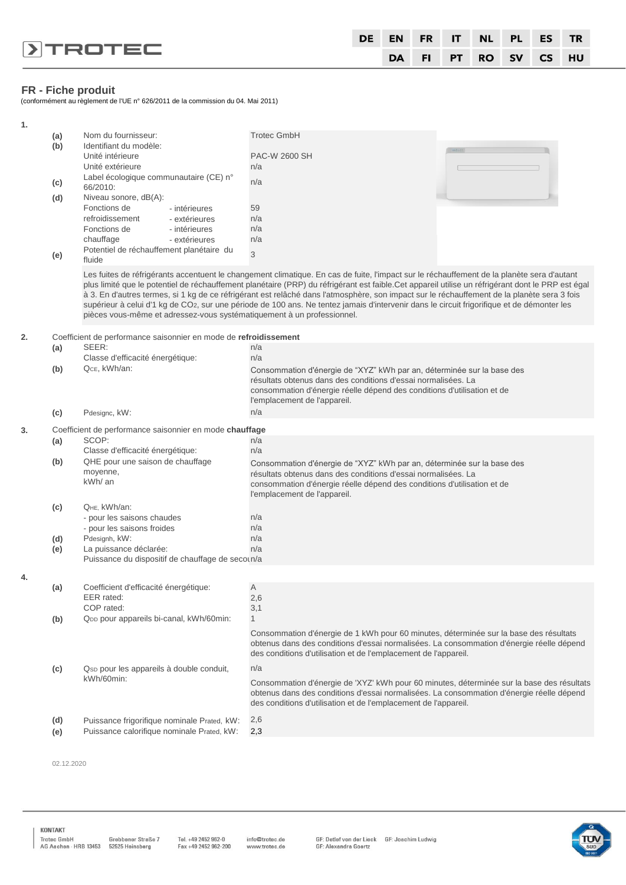## FR - Fiche produit

(conformément au règlement de l'UE n° 626/2011 de la commission du 04. Mai 2011)

**1.**

| | | |
|---|---|---|
| (a) | Nom du fournisseur: | Trotec GmbH |
| (b) | Identifiant du modèle: | |
| | Unité intérieure | PAC-W 2600 SH |
| | Unité extérieure | n/a |
| (c) | Label écologique communautaire (CE) n° 66/2010: | n/a |
| (d) | Niveau sonore, dB(A): | |
| | Fonctions de refroidissement - intérieures | 59 |
| | Fonctions de refroidissement - extérieures | n/a |
| | Fonctions de chauffage - intérieures | n/a |
| | Fonctions de chauffage - extérieures | n/a |
| (e) | Potentiel de réchauffement planétaire du fluide | 3 |

Les fuites de réfrigérants accentuent le changement climatique. En cas de fuite, l'impact sur le réchauffement de la planète sera d'autant plus limité que le potentiel de réchauffement planétaire (PRP) du réfrigérant est faible.Cet appareil utilise un réfrigérant dont le PRP est égal à 3. En d'autres termes, si 1 kg de ce réfrigérant est relâché dans l'atmosphère, son impact sur le réchauffement de la planète sera 3 fois supérieur à celui d'1 kg de $CO_2$, sur une période de 100 ans. Ne tentez jamais d'intervenir dans le circuit frigorifique et de démonter les pièces vous-même et adressez-vous systématiquement à un professionnel.

**2.** Coefficient de performance saisonnier en mode de **refroidissement**

| | | |
|---|---|---|
| (a) | SEER: | n/a |
| | Classe d'efficacité énergétique: | n/a |
| (b) | $Q_{CE}$, kWh/an: | Consommation d'énergie de "XYZ" kWh par an, déterminée sur la base des résultats obtenus dans des conditions d'essai normalisées. La consommation d'énergie réelle dépend des conditions d'utilisation et de l'emplacement de l'appareil. |
| (c) | $P_{designc}$, kW: | n/a |

**3.** Coefficient de performance saisonnier en mode **chauffage**

| | | |
|---|---|---|
| (a) | SCOP: | n/a |
| | Classe d'efficacité énergétique: | n/a |
| (b) | QHE pour une saison de chauffage moyenne, kWh/ an | Consommation d'énergie de "XYZ" kWh par an, déterminée sur la base des résultats obtenus dans des conditions d'essai normalisées. La consommation d'énergie réelle dépend des conditions d'utilisation et de l'emplacement de l'appareil. |
| (c) | $Q_{HE}$, kWh/an: | |
| | - pour les saisons chaudes | n/a |
| | - pour les saisons froides | n/a |
| (d) | $P_{designh}$, kW: | n/a |
| (e) | La puissance déclarée: | n/a |
| | Puissance du dispositif de chauffage de secours | n/a |

**4.**

| | | |
|---|---|---|
| (a) | Coefficient d'efficacité énergétique: | A |
| | EER rated: | 2,6 |
| | COP rated: | 3,1 |
| (b) | $Q_{DD}$ pour appareils bi-canal, kWh/60min: | 1 |
| | | Consommation d'énergie de 1 kWh pour 60 minutes, déterminée sur la base des résultats obtenus dans des conditions d'essai normalisées. La consommation d'énergie réelle dépend des conditions d'utilisation et de l'emplacement de l'appareil. |
| (c) | $Q_{SD}$ pour les appareils à double conduit, kWh/60min: | n/a |
| | | Consommation d'énergie de 'XYZ' kWh pour 60 minutes, déterminée sur la base des résultats obtenus dans des conditions d'essai normalisées. La consommation d'énergie réelle dépend des conditions d'utilisation et de l'emplacement de l'appareil. |
| (d) | Puissance frigorifique nominale $P_{rated}$, kW: | 2,6 |
| (e) | Puissance calorifique nominale $P_{rated}$, kW: | 2,3 |

02.12.2020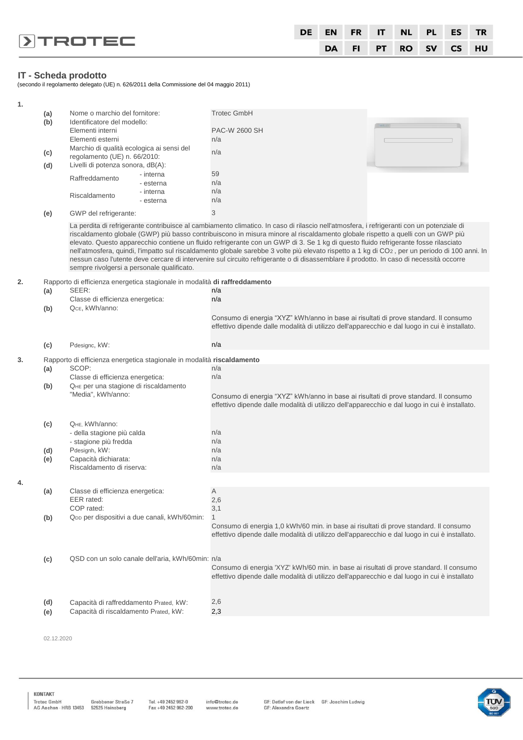## IT - Scheda prodotto

(secondo il regolamento delegato (UE) n. 626/2011 della Commissione del 04 maggio 2011)

**1.**

| | | | |
|---|---|---|---|
| (a) | Nome o marchio del fornitore: | | Trotec GmbH |
| (b) | Identificatore del modello: | | |
| | Elementi interni | | PAC-W 2600 SH |
| | Elementi esterni | | n/a |
| (c) | Marchio di qualità ecologica ai sensi del regolamento (UE) n. 66/2010: | | n/a |
| (d) | Livelli di potenza sonora, dB(A): | | |
| | Raffreddamento | - interna | 59 |
| | | - esterna | n/a |
| | Riscaldamento | - interna | n/a |
| | | - esterna | n/a |
| (e) | GWP del refrigerante: | | 3 |

La perdita di refrigerante contribuisce al cambiamento climatico. In caso di rilascio nell'atmosfera, i refrigeranti con un potenziale di riscaldamento globale (GWP) più basso contribuiscono in misura minore al riscaldamento globale rispetto a quelli con un GWP più elevato. Questo apparecchio contiene un fluido refrigerante con un GWP di 3. Se 1 kg di questo fluido refrigerante fosse rilasciato nell'atmosfera, quindi, l'impatto sul riscaldamento globale sarebbe 3 volte più elevato rispetto a 1 kg di $CO_2$ , per un periodo di 100 anni. In nessun caso l'utente deve cercare di intervenire sul circuito refrigerante o di disassemblare il prodotto. In caso di necessità occorre sempre rivolgersi a personale qualificato.

**2.** Rapporto di efficienza energetica stagionale in modalità **di raffreddamento**

| | | |
|---|---|---|
| (a) | SEER: | n/a |
| | Classe di efficienza energetica: | n/a |
| (b) | $Q_{CE}$, kWh/anno: | Consumo di energia "XYZ" kWh/anno in base ai risultati di prove standard. Il consumo effettivo dipende dalle modalità di utilizzo dell'apparecchio e dal luogo in cui è installato. |
| (c) | $P_{designc}$, kW: | n/a |

**3.** Rapporto di efficienza energetica stagionale in modalità **riscaldamento**

| | | |
|---|---|---|
| (a) | SCOP: | n/a |
| | Classe di efficienza energetica: | n/a |
| (b) | $Q_{HE}$ per una stagione di riscaldamento "Media", kWh/anno: | Consumo di energia "XYZ" kWh/anno in base ai risultati di prove standard. Il consumo effettivo dipende dalle modalità di utilizzo dell'apparecchio e dal luogo in cui è installato. |
| (c) | $Q_{HE}$, kWh/anno: | |
| | - della stagione più calda | n/a |
| | - stagione più fredda | n/a |
| (d) | $P_{designh}$, kW: | n/a |
| (e) | Capacità dichiarata: | n/a |
| | Riscaldamento di riserva: | n/a |

**4.**

| | | |
|---|---|---|
| (a) | Classe di efficienza energetica: | A |
| | EER rated: | 2,6 |
| | COP rated: | 3,1 |
| (b) | $Q_{DD}$ per dispositivi a due canali, kWh/60min: | 1<br>Consumo di energia 1,0 kWh/60 min. in base ai risultati di prove standard. Il consumo effettivo dipende dalle modalità di utilizzo dell'apparecchio e dal luogo in cui è installato. |
| (c) | QSD con un solo canale dell'aria, kWh/60min: | n/a<br>Consumo di energia 'XYZ' kWh/60 min. in base ai risultati di prove standard. Il consumo effettivo dipende dalle modalità di utilizzo dell'apparecchio e dal luogo in cui è installato |
| (d) | Capacità di raffreddamento $P_{rated}$, kW: | 2,6 |
| (e) | Capacità di riscaldamento $P_{rated}$, kW: | 2,3 |

02.12.2020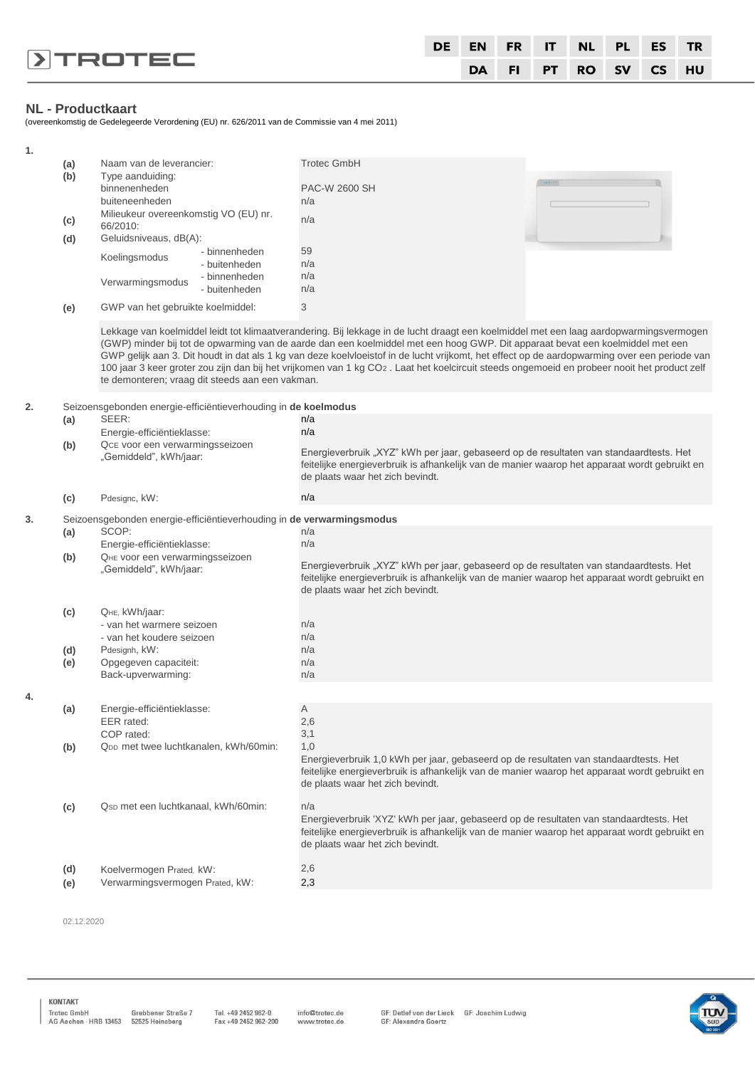## NL - Productkaart

(overeenkomstig de Gedelegeerde Verordening (EU) nr. 626/2011 van de Commissie van 4 mei 2011)

**1.**

| | | | |
|---|---|---|---|
| (a) | Naam van de leverancier: | | Trotec GmbH |
| (b) | Type aanduiding: | | |
| | binnenenheden | | PAC-W 2600 SH |
| | buiteneenheden | | n/a |
| (c) | Milieukeur overeenkomstig VO (EU) nr. 66/2010: | | n/a |
| (d) | Geluidsniveaus, dB(A): | | |
| | Koelingsmodus | - binnenheden | 59 |
| | | - buitenheden | n/a |
| | Verwarmingsmodus | - binnenheden | n/a |
| | | - buitenheden | n/a |
| (e) | GWP van het gebruikte koelmiddel: | | 3 |

Lekkage van koelmiddel leidt tot klimaatverandering. Bij lekkage in de lucht draagt een koelmiddel met een laag aardopwarmingsvermogen (GWP) minder bij tot de opwarming van de aarde dan een koelmiddel met een hoog GWP. Dit apparaat bevat een koelmiddel met een GWP gelijk aan 3. Dit houdt in dat als 1 kg van deze koelvloeistof in de lucht vrijkomt, het effect op de aardopwarming over een periode van 100 jaar 3 keer groter zou zijn dan bij het vrijkomen van 1 kg $CO_2$ . Laat het koelcircuit steeds ongemoeid en probeer nooit het product zelf te demonteren; vraag dit steeds aan een vakman.

**2.** Seizoensgebonden energie-efficiëntieverhouding in **de koelmodus**

| | | |
|---|---|---|
| (a) | SEER: | n/a |
| | Energie-efficiëntieklasse: | n/a |
| (b) | $Q_{CE}$ voor een verwarmingsseizoen „Gemiddeld", kWh/jaar: | Energieverbruik „XYZ" kWh per jaar, gebaseerd op de resultaten van standaardtests. Het feitelijke energieverbruik is afhankelijk van de manier waarop het apparaat wordt gebruikt en de plaats waar het zich bevindt. |
| (c) | $P_{designc}$, kW: | n/a |

**3.** Seizoensgebonden energie-efficiëntieverhouding in **de verwarmingsmodus**

| | | |
|---|---|---|
| (a) | SCOP: | n/a |
| | Energie-efficiëntieklasse: | n/a |
| (b) | $Q_{HE}$ voor een verwarmingsseizoen „Gemiddeld", kWh/jaar: | Energieverbruik „XYZ" kWh per jaar, gebaseerd op de resultaten van standaardtests. Het feitelijke energieverbruik is afhankelijk van de manier waarop het apparaat wordt gebruikt en de plaats waar het zich bevindt. |
| (c) | $Q_{HE,}$ kWh/jaar: | |
| | - van het warmere seizoen | n/a |
| | - van het koudere seizoen | n/a |
| (d) | $P_{designh}$, kW: | n/a |
| (e) | Opgegeven capaciteit: | n/a |
| | Back-upverwarming: | n/a |

**4.**

| | | |
|---|---|---|
| (a) | Energie-efficiëntieklasse: | A |
| | EER rated: | 2,6 |
| | COP rated: | 3,1 |
| (b) | $Q_{DD}$ met twee luchtkanalen, kWh/60min: | 1,0<br>Energieverbruik 1,0 kWh per jaar, gebaseerd op de resultaten van standaardtests. Het feitelijke energieverbruik is afhankelijk van de manier waarop het apparaat wordt gebruikt en de plaats waar het zich bevindt. |
| (c) | $Q_{SD}$ met een luchtkanaal, kWh/60min: | n/a<br>Energieverbruik 'XYZ' kWh per jaar, gebaseerd op de resultaten van standaardtests. Het feitelijke energieverbruik is afhankelijk van de manier waarop het apparaat wordt gebruikt en de plaats waar het zich bevindt. |
| (d) | Koelvermogen $P_{rated}$, kW: | 2,6 |
| (e) | Verwarmingsvermogen $P_{rated}$, kW: | 2,3 |

02.12.2020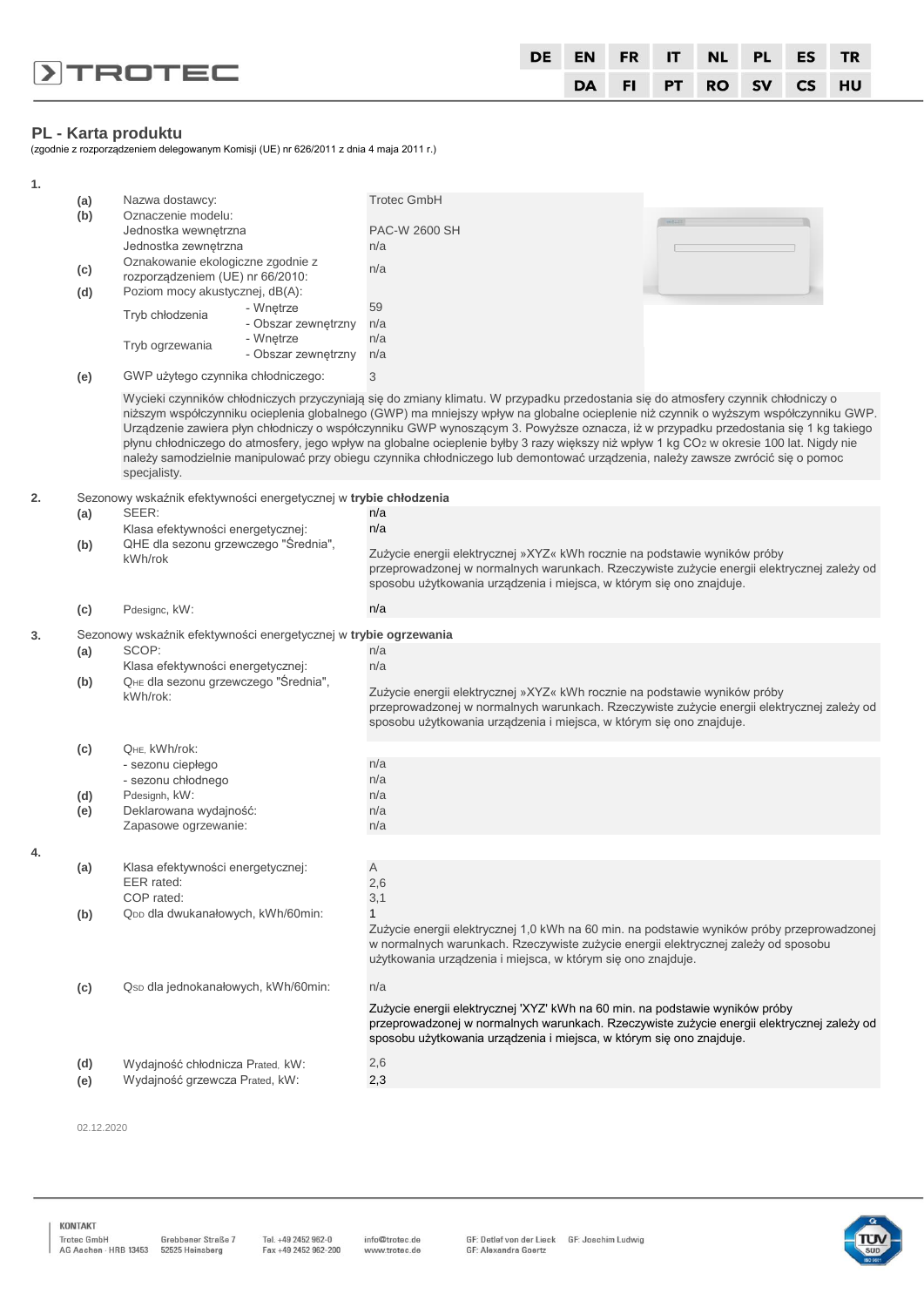## PL - Karta produktu

(zgodnie z rozporządzeniem delegowanym Komisji (UE) nr 626/2011 z dnia 4 maja 2011 r.)

**1.**

| | | | |
|---|---|---|---|
| (a) | Nazwa dostawcy: | | Trotec GmbH |
| (b) | Oznaczenie modelu: | | |
| | Jednostka wewnętrzna | | PAC-W 2600 SH |
| | Jednostka zewnętrzna | | n/a |
| (c) | Oznakowanie ekologiczne zgodnie z rozporządzeniem (UE) nr 66/2010: | | n/a |
| (d) | Poziom mocy akustycznej, dB(A): | | |
| | Tryb chłodzenia | - Wnętrze | 59 |
| | | - Obszar zewnętrzny | n/a |
| | Tryb ogrzewania | - Wnętrze | n/a |
| | | - Obszar zewnętrzny | n/a |
| (e) | GWP użytego czynnika chłodniczego: | | 3 |

Wycieki czynników chłodniczych przyczyniają się do zmiany klimatu. W przypadku przedostania się do atmosfery czynnik chłodniczy o niższym współczynniku ocieplenia globalnego (GWP) ma mniejszy wpływ na globalne ocieplenie niż czynnik o wyższym współczynniku GWP. Urządzenie zawiera płyn chłodniczy o współczynniku GWP wynoszącym 3. Powyższe oznacza, iż w przypadku przedostania się 1 kg takiego płynu chłodniczego do atmosfery, jego wpływ na globalne ocieplenie byłby 3 razy większy niż wpływ 1 kg $CO_2$ w okresie 100 lat. Nigdy nie należy samodzielnie manipulować przy obiegu czynnika chłodniczego lub demontować urządzenia, należy zawsze zwrócić się o pomoc specjalisty.

**2.** Sezonowy wskaźnik efektywności energetycznej w **trybie chłodzenia**

| | | |
|---|---|---|
| (a) | SEER: | n/a |
| | Klasa efektywności energetycznej: | n/a |
| (b) | QHE dla sezonu grzewczego "Średnia", kWh/rok | Zużycie energii elektrycznej »XYZ« kWh rocznie na podstawie wyników próby przeprowadzonej w normalnych warunkach. Rzeczywiste zużycie energii elektrycznej zależy od sposobu użytkowania urządzenia i miejsca, w którym się ono znajduje. |
| (c) | Pdesignc, kW: | n/a |

**3.** Sezonowy wskaźnik efektywności energetycznej w **trybie ogrzewania**

| | | |
|---|---|---|
| (a) | SCOP: | n/a |
| | Klasa efektywności energetycznej: | n/a |
| (b) | $Q_{HE}$ dla sezonu grzewczego "Średnia", kWh/rok: | Zużycie energii elektrycznej »XYZ« kWh rocznie na podstawie wyników próby przeprowadzonej w normalnych warunkach. Rzeczywiste zużycie energii elektrycznej zależy od sposobu użytkowania urządzenia i miejsca, w którym się ono znajduje. |
| (c) | $Q_{HE}$, kWh/rok: | |
| | - sezonu ciepłego | n/a |
| | - sezonu chłodnego | n/a |
| (d) | Pdesignh, kW: | n/a |
| (e) | Deklarowana wydajność: | n/a |
| | Zapasowe ogrzewanie: | n/a |

**4.**

| | | |
|---|---|---|
| (a) | Klasa efektywności energetycznej: | A |
| | EER rated: | 2,6 |
| | COP rated: | 3,1 |
| (b) | $Q_{DD}$ dla dwukanałowych, kWh/60min: | 1 |
| | | Zużycie energii elektrycznej 1,0 kWh na 60 min. na podstawie wyników próby przeprowadzonej w normalnych warunkach. Rzeczywiste zużycie energii elektrycznej zależy od sposobu użytkowania urządzenia i miejsca, w którym się ono znajduje. |
| (c) | $Q_{SD}$ dla jednokanałowych, kWh/60min: | n/a |
| | | Zużycie energii elektrycznej 'XYZ' kWh na 60 min. na podstawie wyników próby przeprowadzonej w normalnych warunkach. Rzeczywiste zużycie energii elektrycznej zależy od sposobu użytkowania urządzenia i miejsca, w którym się ono znajduje. |
| (d) | Wydajność chłodnicza $P_{rated}$, kW: | 2,6 |
| (e) | Wydajność grzewcza $P_{rated}$, kW: | 2,3 |

02.12.2020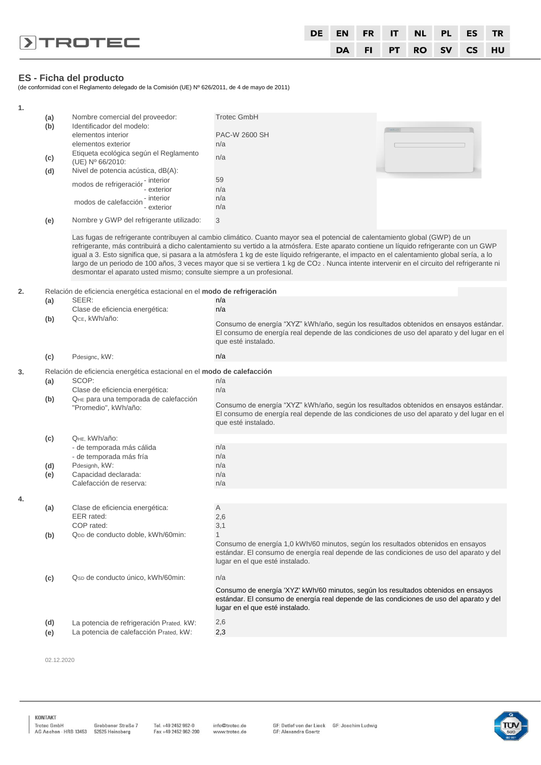## ES - Ficha del producto

(de conformidad con el Reglamento delegado de la Comisión (UE) Nº 626/2011, de 4 de mayo de 2011)

**1.**

| | | |
|---|---|---|
| **(a)** | Nombre comercial del proveedor: | Trotec GmbH |
| **(b)** | Identificador del modelo: | |
| | elementos interior | PAC-W 2600 SH |
| | elementos exterior | n/a |
| **(c)** | Etiqueta ecológica según el Reglamento (UE) Nº 66/2010: | n/a |
| **(d)** | Nivel de potencia acústica, dB(A): | |
| | modos de refrigeración - interior | 59 |
| | modos de refrigeración - exterior | n/a |
| | modos de calefacción - interior | n/a |
| | modos de calefacción - exterior | n/a |
| **(e)** | Nombre y GWP del refrigerante utilizado: | 3 |

Las fugas de refrigerante contribuyen al cambio climático. Cuanto mayor sea el potencial de calentamiento global (GWP) de un refrigerante, más contribuirá a dicho calentamiento su vertido a la atmósfera. Este aparato contiene un líquido refrigerante con un GWP igual a 3. Esto significa que, si pasara a la atmósfera 1 kg de este líquido refrigerante, el impacto en el calentamiento global sería, a lo largo de un periodo de 100 años, 3 veces mayor que si se vertiera 1 kg de $CO_2$ . Nunca intente intervenir en el circuito del refrigerante ni desmontar el aparato usted mismo; consulte siempre a un profesional.

**2.** Relación de eficiencia energética estacional en el **modo de refrigeración**

| | | |
|---|---|---|
| **(a)** | SEER: | n/a |
| | Clase de eficiencia energética: | n/a |
| **(b)** | $Q_{CE}$, kWh/año: | Consumo de energía “XYZ” kWh/año, según los resultados obtenidos en ensayos estándar. El consumo de energía real depende de las condiciones de uso del aparato y del lugar en el que esté instalado. |
| **(c)** | $P_{designc}$, kW: | n/a |

**3.** Relación de eficiencia energética estacional en el **modo de calefacción**

| | | |
|---|---|---|
| **(a)** | SCOP: | n/a |
| | Clase de eficiencia energética: | n/a |
| **(b)** | $Q_{HE}$ para una temporada de calefacción "Promedio", kWh/año: | Consumo de energía “XYZ” kWh/año, según los resultados obtenidos en ensayos estándar. El consumo de energía real depende de las condiciones de uso del aparato y del lugar en el que esté instalado. |
| **(c)** | $Q_{HE}$, kWh/año: | |
| | - de temporada más cálida | n/a |
| | - de temporada más fría | n/a |
| **(d)** | $P_{designh}$, kW: | n/a |
| **(e)** | Capacidad declarada: | n/a |
| | Calefacción de reserva: | n/a |

**4.**

| | | |
|---|---|---|
| **(a)** | Clase de eficiencia energética: | A |
| | EER rated: | 2,6 |
| | COP rated: | 3,1 |
| **(b)** | $Q_{DD}$ de conducto doble, kWh/60min: | 1<br>Consumo de energía 1,0 kWh/60 minutos, según los resultados obtenidos en ensayos estándar. El consumo de energía real depende de las condiciones de uso del aparato y del lugar en el que esté instalado. |
| **(c)** | $Q_{SD}$ de conducto único, kWh/60min: | n/a<br>Consumo de energía 'XYZ' kWh/60 minutos, según los resultados obtenidos en ensayos estándar. El consumo de energía real depende de las condiciones de uso del aparato y del lugar en el que esté instalado. |
| **(d)** | La potencia de refrigeración $P_{rated}$, kW: | 2,6 |
| **(e)** | La potencia de calefacción $P_{rated}$, kW: | 2,3 |

02.12.2020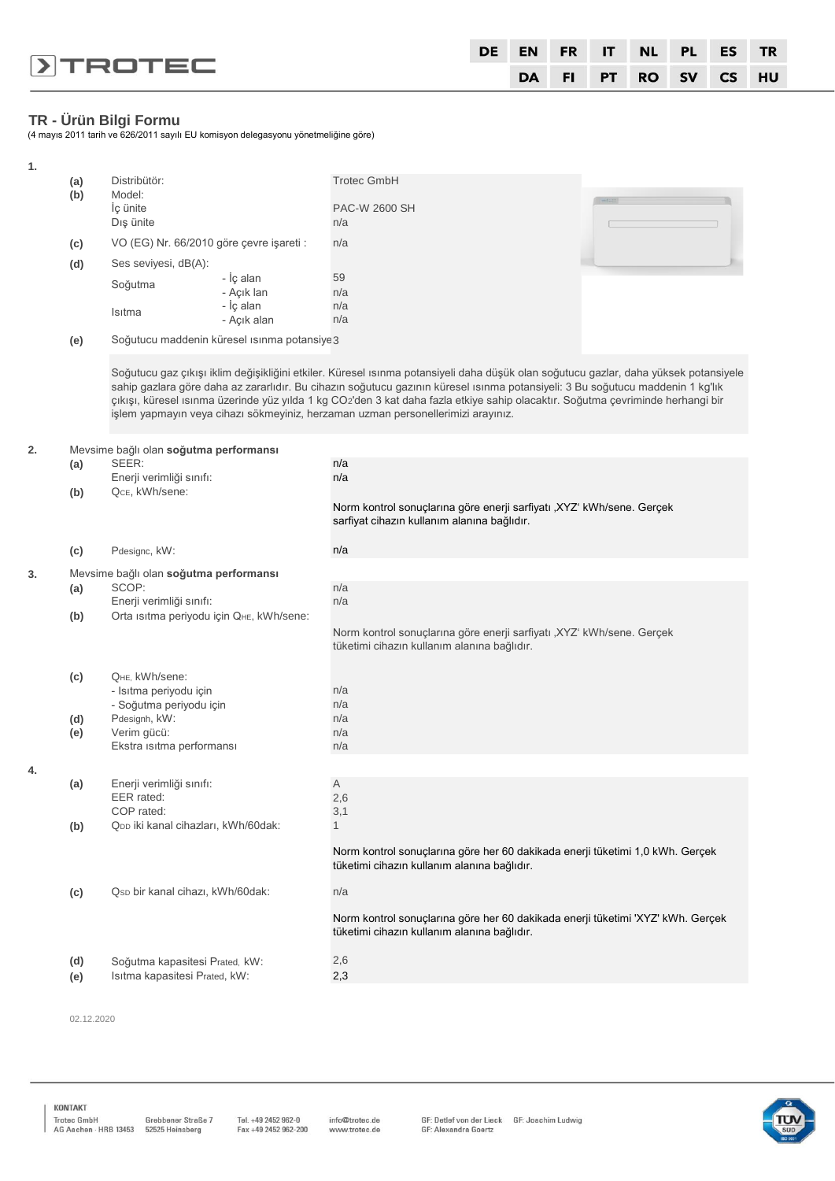# TR - Ürün Bilgi Formu

(4 mayıs 2011 tarih ve 626/2011 sayılı EU komisyon delegasyonu yönetmeliğine göre)

**1.**

| | | |
|---|---|---|
| **(a)** | Distribütör: | Trotec GmbH |
| **(b)** | Model: | |
| | İç ünite | PAC-W 2600 SH |
| | Dış ünite | n/a |
| **(c)** | VO (EG) Nr. 66/2010 göre çevre işareti : | n/a |
| **(d)** | Ses seviyesi, dB(A): | |
| | Soğutma - İç alan | 59 |
| | Soğutma - Açık lan | n/a |
| | Isıtma - İç alan | n/a |
| | Isıtma - Açık alan | n/a |
| **(e)** | Soğutucu maddenin küresel ısınma potansiye | 3 |

Soğutucu gaz çıkışı iklim değişikliğini etkiler. Küresel ısınma potansiyeli daha düşük olan soğutucu gazlar, daha yüksek potansiyele sahip gazlara göre daha az zararlıdır. Bu cihazın soğutucu gazının küresel ısınma potansiyeli: 3 Bu soğutucu maddenin 1 kg'lık çıkışı, küresel ısınma üzerinde yüz yılda 1 kg $CO_2$'den 3 kat daha fazla etkiye sahip olacaktır. Soğutma çevriminde herhangi bir işlem yapmayın veya cihazı sökmeyiniz, herzaman uzman personellerimizi arayınız.

**2.** Mevsime bağlı olan **soğutma performansı**

| | | |
|---|---|---|
| **(a)** | SEER: | n/a |
| | Enerji verimliliği sınıfı: | n/a |
| **(b)** | $Q_{CE}$, kWh/sene: | Norm kontrol sonuçlarına göre enerji sarfiyatı ‚XYZ' kWh/sene. Gerçek sarfiyat cihazın kullanım alanına bağlıdır. |
| **(c)** | $P_{designc}$, kW: | n/a |

**3.** Mevsime bağlı olan **soğutma performansı**

| | | |
|---|---|---|
| **(a)** | SCOP: | n/a |
| | Enerji verimliliği sınıfı: | n/a |
| **(b)** | Orta ısıtma periyodu için $Q_{HE}$, kWh/sene: | Norm kontrol sonuçlarına göre enerji sarfiyatı ‚XYZ' kWh/sene. Gerçek tüketimi cihazın kullanım alanına bağlıdır. |
| **(c)** | $Q_{HE}$, kWh/sene: | |
| | - Isıtma periyodu için | n/a |
| | - Soğutma periyodu için | n/a |
| **(d)** | $P_{designh}$, kW: | n/a |
| **(e)** | Verim gücü: | n/a |
| | Ekstra ısıtma performansı | n/a |

**4.**

| | | |
|---|---|---|
| **(a)** | Enerji verimliliği sınıfı: | A |
| | EER rated: | 2,6 |
| | COP rated: | 3,1 |
| **(b)** | $Q_{DD}$ iki kanal cihazları, kWh/60dak: | 1 |
| | | Norm kontrol sonuçlarına göre her 60 dakikada enerji tüketimi 1,0 kWh. Gerçek tüketimi cihazın kullanım alanına bağlıdır. |
| **(c)** | $Q_{SD}$ bir kanal cihazı, kWh/60dak: | n/a |
| | | Norm kontrol sonuçlarına göre her 60 dakikada enerji tüketimi 'XYZ' kWh. Gerçek tüketimi cihazın kullanım alanına bağlıdır. |
| **(d)** | Soğutma kapasitesi $P_{rated}$, kW: | 2,6 |
| **(e)** | Isıtma kapasitesi $P_{rated}$, kW: | 2,3 |

02.12.2020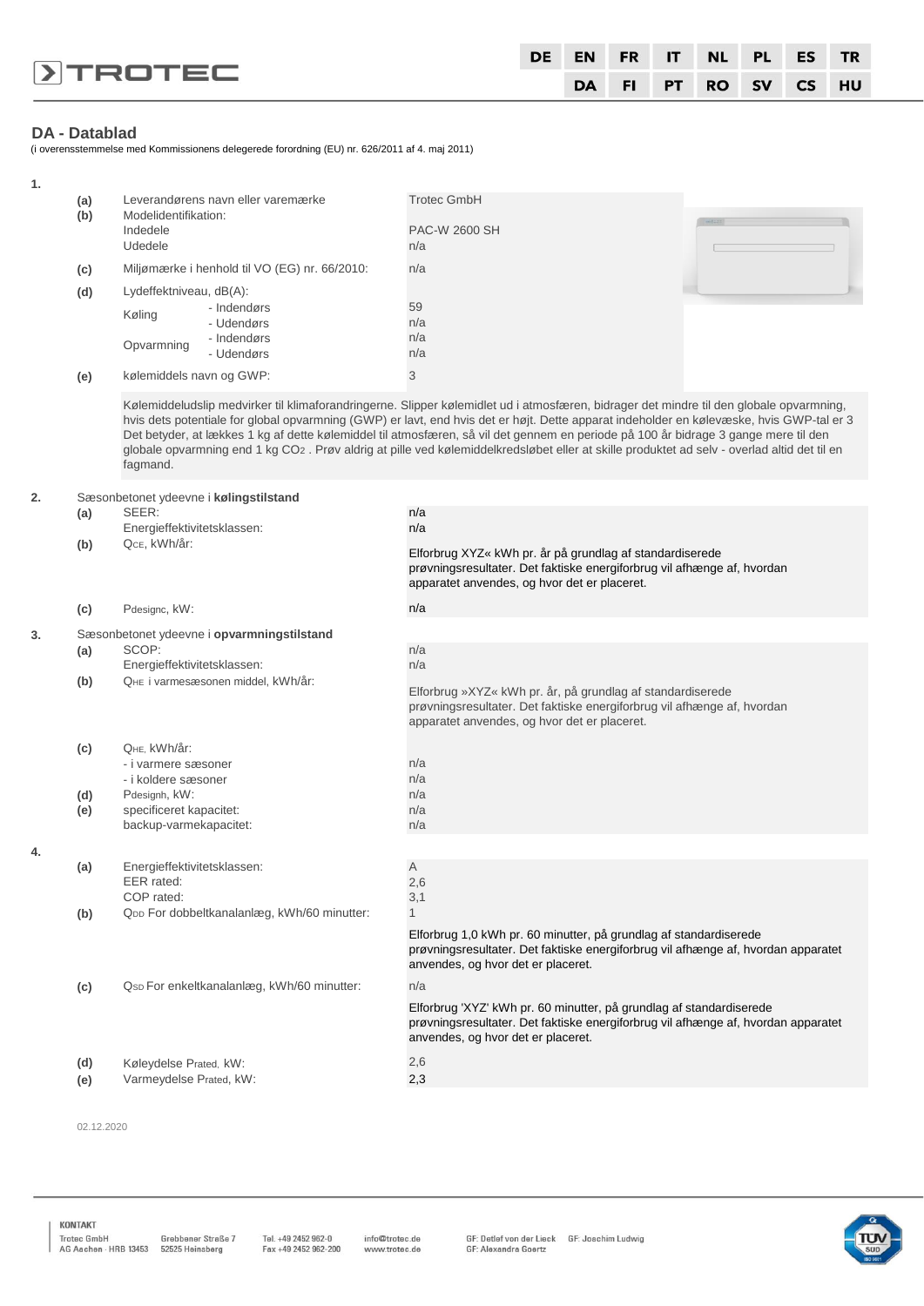## DA - Datablad

(i overensstemmelse med Kommissionens delegerede forordning (EU) nr. 626/2011 af 4. maj 2011)

**1.**

| | | |
|---|---|---|
| (a) | Leverandørens navn eller varemærke | Trotec GmbH |
| (b) | Modelidentifikation: | |
| | Indedele | PAC-W 2600 SH |
| | Udedele | n/a |
| (c) | Miljømærke i henhold til VO (EG) nr. 66/2010: | n/a |
| (d) | Lydeffektniveau, dB(A): | |
| | Køling - Indendørs | 59 |
| | Køling - Udendørs | n/a |
| | Opvarmning - Indendørs | n/a |
| | Opvarmning - Udendørs | n/a |
| (e) | kølemidlets navn og GWP: | 3 |

Kølemiddeludslip medvirker til klimaforandringerne. Slipper kølemidlet ud i atmosfæren, bidrager det mindre til den globale opvarmning, hvis dets potentiale for global opvarmning (GWP) er lavt, end hvis det er højt. Dette apparat indeholder en kølevæske, hvis GWP-tal er 3 Det betyder, at lækkes 1 kg af dette kølemiddel til atmosfæren, så vil det gennem en periode på 100 år bidrage 3 gange mere til den globale opvarmning end 1 kg $CO_2$ . Prøv aldrig at pille ved kølemiddelkredsløbet eller at skille produktet ad selv - overlad altid det til en fagmand.

**2.** Sæsonbetonet ydeevne i **kølingstilstand**

| | | |
|---|---|---|
| (a) | SEER: | n/a |
| | Energieffektivitetsklassen: | n/a |
| (b) | $Q_{CE}$, kWh/år: | Elforbrug XYZ« kWh pr. år på grundlag af standardiserede prøvningsresultater. Det faktiske energiforbrug vil afhænge af, hvordan apparatet anvendes, og hvor det er placeret. |
| (c) | $P_{designc}$, kW: | n/a |

**3.** Sæsonbetonet ydeevne i **opvarmningstilstand**

| | | |
|---|---|---|
| (a) | SCOP: | n/a |
| | Energieffektivitetsklassen: | n/a |
| (b) | $Q_{HE}$ i varmesæsonen middel, kWh/år: | Elforbrug »XYZ« kWh pr. år, på grundlag af standardiserede prøvningsresultater. Det faktiske energiforbrug vil afhænge af, hvordan apparatet anvendes, og hvor det er placeret. |
| (c) | $Q_{HE}$, kWh/år: | |
| | - i varmere sæsoner | n/a |
| | - i koldere sæsoner | n/a |
| (d) | $P_{designh}$, kW: | n/a |
| (e) | specificeret kapacitet: | n/a |
| | backup-varmekapacitet: | n/a |

**4.**

| | | |
|---|---|---|
| (a) | Energieffektivitetsklassen: | A |
| | EER rated: | 2,6 |
| | COP rated: | 3,1 |
| (b) | $Q_{DD}$ For dobbeltkanalanlæg, kWh/60 minutter: | 1 |
| | | Elforbrug 1,0 kWh pr. 60 minutter, på grundlag af standardiserede prøvningsresultater. Det faktiske energiforbrug vil afhænge af, hvordan apparatet anvendes, og hvor det er placeret. |
| (c) | $Q_{SD}$ For enkeltkanalanlæg, kWh/60 minutter: | n/a |
| | | Elforbrug 'XYZ' kWh pr. 60 minutter, på grundlag af standardiserede prøvningsresultater. Det faktiske energiforbrug vil afhænge af, hvordan apparatet anvendes, og hvor det er placeret. |
| (d) | Køleydelse $P_{rated}$, kW: | 2,6 |
| (e) | Varmeydelse $P_{rated}$, kW: | 2,3 |

02.12.2020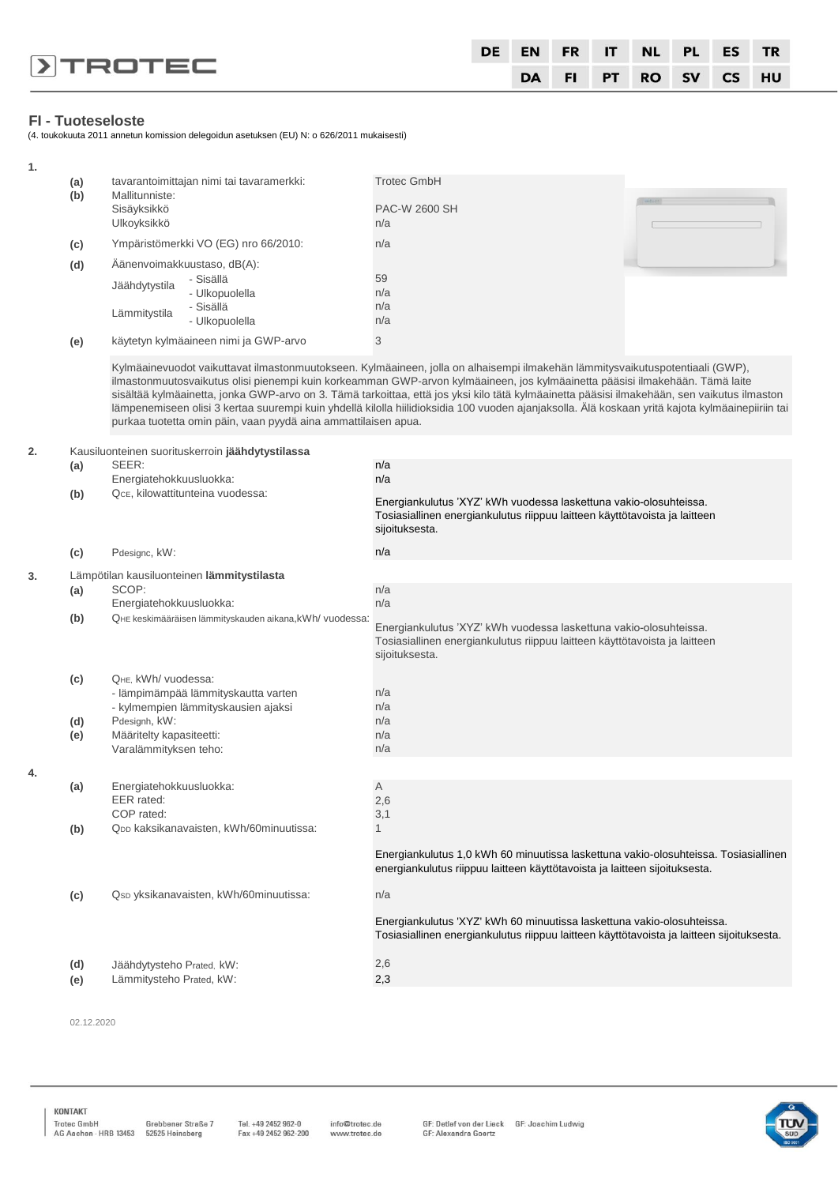## FI - Tuoteseloste

(4. toukokuuta 2011 annetun komission delegoidun asetuksen (EU) N: o 626/2011 mukaisesti)

**1.**

| | | |
|---|---|---|
| (a) | tavarantoimittajan nimi tai tavaramerkki: | Trotec GmbH |
| (b) | Mallitunniste: | |
| | Sisäyksikkö | PAC-W 2600 SH |
| | Ulkoyksikkö | n/a |
| (c) | Ympäristömerkki VO (EG) nro 66/2010: | n/a |
| (d) | Äänenvoimakkuustaso, dB(A): | |
| | Jäähdytystila - Sisällä | 59 |
| | Jäähdytystila - Ulkopuolella | n/a |
| | Lämmitystila - Sisällä | n/a |
| | Lämmitystila - Ulkopuolella | n/a |
| (e) | käytetyn kylmäaineen nimi ja GWP-arvo | 3 |

Kylmäainevuodot vaikuttavat ilmastonmuutokseen. Kylmäaineen, jolla on alhaisempi ilmakehän lämmitysvaikutuspotentiaali (GWP), ilmastonmuutosvaikutus olisi pienempi kuin korkeamman GWP-arvon kylmäaineen, jos kylmäainetta pääsisi ilmakehään. Tämä laite sisältää kylmäainetta, jonka GWP-arvo on 3. Tämä tarkoittaa, että jos yksi kilo tätä kylmäainetta pääsisi ilmakehään, sen vaikutus ilmaston lämpenemiseen olisi 3 kertaa suurempi kuin yhdellä kilolla hiilidioksidia 100 vuoden ajanjaksolla. Älä koskaan yritä kajota kylmäainepiiriin tai purkaa tuotetta omin päin, vaan pyydä aina ammattilaisen apua.

**2.** Kausiluonteinen suorituskerroin **jäähdytystilassa**

| | | |
|---|---|---|
| (a) | SEER: | n/a |
| | Energiatehokkuusluokka: | n/a |
| (b) | $Q_{CE}$, kilowattitunteina vuodessa: | Energiankulutus 'XYZ' kWh vuodessa laskettuna vakio-olosuhteissa. Tosiasiallinen energiankulutus riippuu laitteen käyttötavoista ja laitteen sijoituksesta. |
| (c) | $P_{designc}$, kW: | n/a |

**3.** Lämpötilan kausiluonteinen **lämmitystilasta**

| | | |
|---|---|---|
| (a) | SCOP: | n/a |
| | Energiatehokkuusluokka: | n/a |
| (b) | $Q_{HE}$ keskimääräisen lämmityskauden aikana,kWh/ vuodessa: | Energiankulutus 'XYZ' kWh vuodessa laskettuna vakio-olosuhteissa. Tosiasiallinen energiankulutus riippuu laitteen käyttötavoista ja laitteen sijoituksesta. |
| (c) | $Q_{HE}$, kWh/ vuodessa: | |
| | - lämpimämpää lämmityskautta varten | n/a |
| | - kylmempien lämmityskausien ajaksi | n/a |
| (d) | $P_{designh}$, kW: | n/a |
| (e) | Määritelty kapasiteetti: | n/a |
| | Varalämmityksen teho: | n/a |

**4.**

| | | |
|---|---|---|
| (a) | Energiatehokkuusluokka: | A |
| | EER rated: | 2,6 |
| | COP rated: | 3,1 |
| (b) | $Q_{DD}$ kaksikanavaisten, kWh/60minuutissa: | 1 |
| | | Energiankulutus 1,0 kWh 60 minuutissa laskettuna vakio-olosuhteissa. Tosiasiallinen energiankulutus riippuu laitteen käyttötavoista ja laitteen sijoituksesta. |
| (c) | $Q_{SD}$ yksikanavaisten, kWh/60minuutissa: | n/a |
| | | Energiankulutus 'XYZ' kWh 60 minuutissa laskettuna vakio-olosuhteissa. Tosiasiallinen energiankulutus riippuu laitteen käyttötavoista ja laitteen sijoituksesta. |
| (d) | Jäähdytysteho $P_{rated}$, kW: | 2,6 |
| (e) | Lämmitysteho $P_{rated}$, kW: | 2,3 |

02.12.2020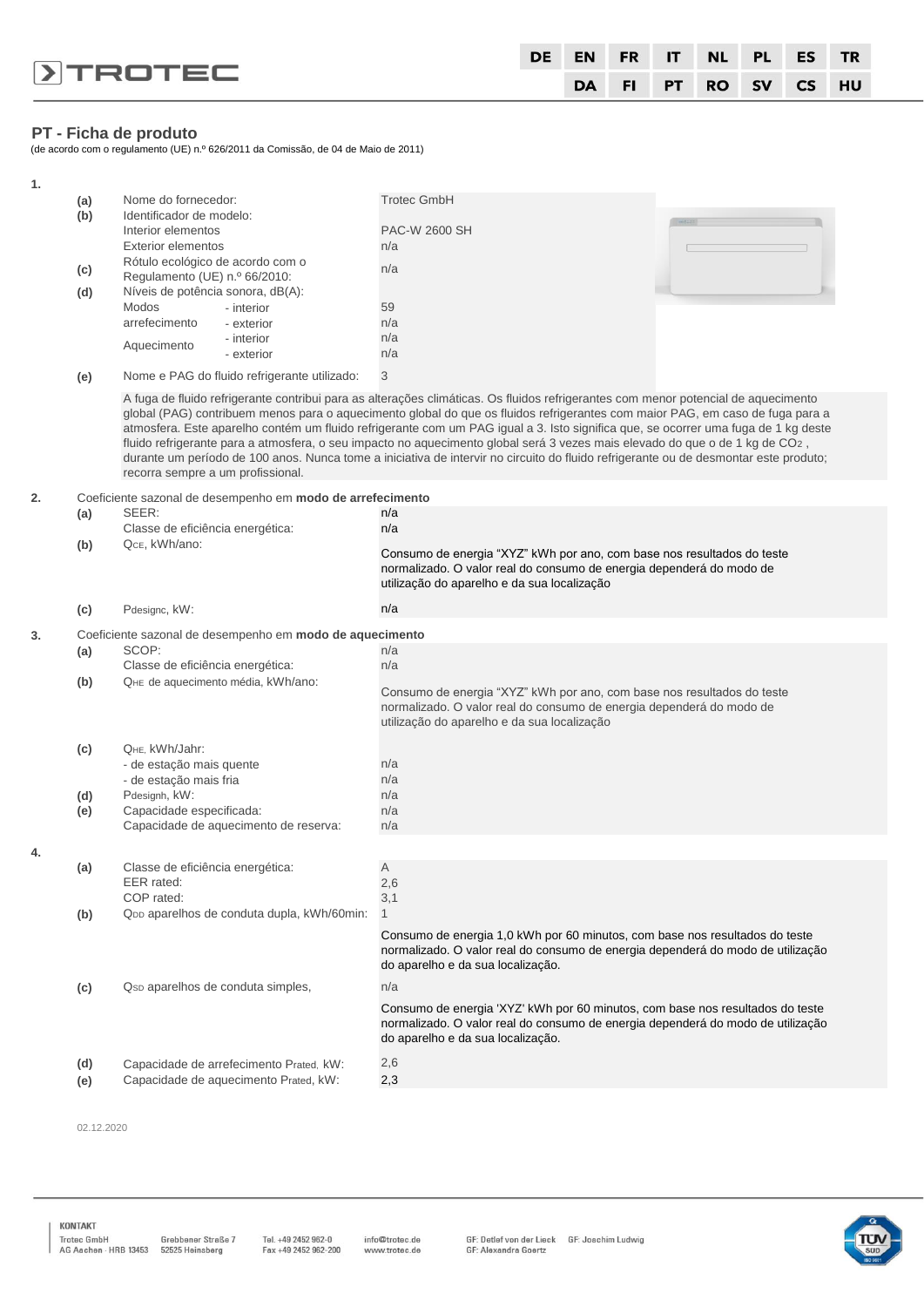## PT - Ficha de produto

(de acordo com o regulamento (UE) n.º 626/2011 da Comissão, de 04 de Maio de 2011)

**1.**

| | | |
|---|---|---|
| (a) | Nome do fornecedor: | Trotec GmbH |
| (b) | Identificador de modelo: | |
| | Interior elementos | PAC-W 2600 SH |
| | Exterior elementos | n/a |
| (c) | Rótulo ecológico de acordo com o Regulamento (UE) n.º 66/2010: | n/a |
| (d) | Níveis de potência sonora, dB(A): | |
| | Modos arrefecimento - interior | 59 |
| | Modos arrefecimento - exterior | n/a |
| | Aquecimento - interior | n/a |
| | Aquecimento - exterior | n/a |
| (e) | Nome e PAG do fluido refrigerante utilizado: | 3 |

A fuga de fluido refrigerante contribui para as alterações climáticas. Os fluidos refrigerantes com menor potencial de aquecimento global (PAG) contribuem menos para o aquecimento global do que os fluidos refrigerantes com maior PAG, em caso de fuga para a atmosfera. Este aparelho contém um fluido refrigerante com um PAG igual a 3. Isto significa que, se ocorrer uma fuga de 1 kg deste fluido refrigerante para a atmosfera, o seu impacto no aquecimento global será 3 vezes mais elevado do que o de 1 kg de $CO_2$ , durante um período de 100 anos. Nunca tome a iniciativa de intervir no circuito do fluido refrigerante ou de desmontar este produto; recorra sempre a um profissional.

**2.** Coeficiente sazonal de desempenho em **modo de arrefecimento**

| | | |
|---|---|---|
| (a) | SEER: | n/a |
| | Classe de eficiência energética: | n/a |
| (b) | $Q_{CE}$, kWh/ano: | Consumo de energia “XYZ” kWh por ano, com base nos resultados do teste normalizado. O valor real do consumo de energia dependerá do modo de utilização do aparelho e da sua localização |
| (c) | $P_{designc}$, kW: | n/a |

**3.** Coeficiente sazonal de desempenho em **modo de aquecimento**

| | | |
|---|---|---|
| (a) | SCOP: | n/a |
| | Classe de eficiência energética: | n/a |
| (b) | $Q_{HE}$ de aquecimento média, kWh/ano: | Consumo de energia “XYZ” kWh por ano, com base nos resultados do teste normalizado. O valor real do consumo de energia dependerá do modo de utilização do aparelho e da sua localização |
| (c) | $Q_{HE}$, kWh/Jahr: | |
| | - de estação mais quente | n/a |
| | - de estação mais fria | n/a |
| (d) | $P_{designh}$, kW: | n/a |
| (e) | Capacidade especificada: | n/a |
| | Capacidade de aquecimento de reserva: | n/a |

**4.**

| | | |
|---|---|---|
| (a) | Classe de eficiência energética: | A |
| | EER rated: | 2,6 |
| | COP rated: | 3,1 |
| (b) | $Q_{DD}$ aparelhos de conduta dupla, kWh/60min: | 1 |
| | | Consumo de energia 1,0 kWh por 60 minutos, com base nos resultados do teste normalizado. O valor real do consumo de energia dependerá do modo de utilização do aparelho e da sua localização. |
| (c) | $Q_{SD}$ aparelhos de conduta simples, | n/a |
| | | Consumo de energia 'XYZ' kWh por 60 minutos, com base nos resultados do teste normalizado. O valor real do consumo de energia dependerá do modo de utilização do aparelho e da sua localização. |
| (d) | Capacidade de arrefecimento $P_{rated}$, kW: | 2,6 |
| (e) | Capacidade de aquecimento $P_{rated}$, kW: | 2,3 |

02.12.2020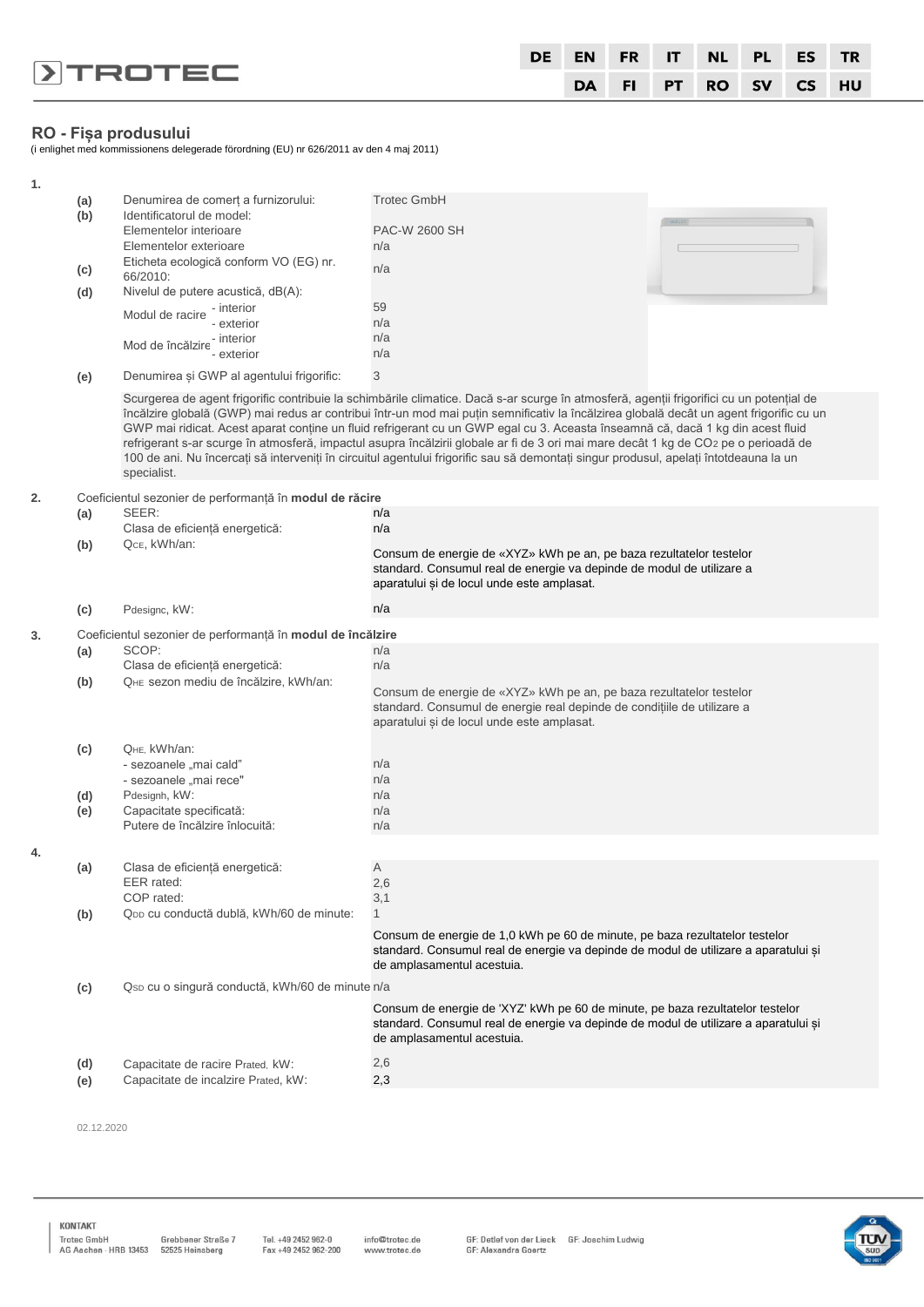DE EN FR IT NL PL ES TR
DA FI PT RO SV CS HU

## RO - Fișa produsului

(i enlighet med kommissionens delegerade förordning (EU) nr 626/2011 av den 4 maj 2011)

**1.**

| | | |
|---|---|---|
| **(a)** | Denumirea de comerț a furnizorului: | Trotec GmbH |
| **(b)** | Identificatorul de model: | |
| | Elementelor interioare | PAC-W 2600 SH |
| | Elementelor exterioare | n/a |
| **(c)** | Eticheta ecologică conform VO (EG) nr. 66/2010: | n/a |
| **(d)** | Nivelul de putere acustică, dB(A): | |
| | Modul de racire - interior | 59 |
| | Modul de racire - exterior | n/a |
| | Mod de încălzire - interior | n/a |
| | Mod de încălzire - exterior | n/a |
| **(e)** | Denumirea și GWP al agentului frigorific: | 3 |

Scurgerea de agent frigorific contribuie la schimbările climatice. Dacă s-ar scurge în atmosferă, agenții frigorifici cu un potențial de încălzire globală (GWP) mai redus ar contribui într-un mod mai puțin semnificativ la încălzirea globală decât un agent frigorific cu un GWP mai ridicat. Acest aparat conține un fluid refrigerant cu un GWP egal cu 3. Aceasta înseamnă că, dacă 1 kg din acest fluid refrigerant s-ar scurge în atmosferă, impactul asupra încălzirii globale ar fi de 3 ori mai mare decât 1 kg de $CO_2$ pe o perioadă de 100 de ani. Nu încercați să interveniți în circuitul agentului frigorific sau să demontați singur produsul, apelați întotdeauna la un specialist.

**2.** Coeficientul sezonier de performanță în **modul de răcire**

| | | |
|---|---|---|
| **(a)** | SEER: | n/a |
| | Clasa de eficiență energetică: | n/a |
| **(b)** | $Q_{CE}$, kWh/an: | Consum de energie de «XYZ» kWh pe an, pe baza rezultatelor testelor standard. Consumul real de energie va depinde de modul de utilizare a aparatului și de locul unde este amplasat. |
| **(c)** | $P_{designc}$, kW: | n/a |

**3.** Coeficientul sezonier de performanță în **modul de încălzire**

| | | |
|---|---|---|
| **(a)** | SCOP: | n/a |
| | Clasa de eficiență energetică: | n/a |
| **(b)** | $Q_{HE}$ sezon mediu de încălzire, kWh/an: | Consum de energie de «XYZ» kWh pe an, pe baza rezultatelor testelor standard. Consumul de energie real depinde de condițiile de utilizare a aparatului și de locul unde este amplasat. |
| **(c)** | $Q_{HE}$, kWh/an: | |
| | - sezoanele „mai cald" | n/a |
| | - sezoanele „mai rece" | n/a |
| **(d)** | $P_{designh}$, kW: | n/a |
| **(e)** | Capacitate specificată: | n/a |
| | Putere de încălzire înlocuită: | n/a |

**4.**

| | | |
|---|---|---|
| **(a)** | Clasa de eficiență energetică: | A |
| | EER rated: | 2,6 |
| | COP rated: | 3,1 |
| **(b)** | $Q_{DD}$ cu conductă dublă, kWh/60 de minute: | 1<br>Consum de energie de 1,0 kWh pe 60 de minute, pe baza rezultatelor testelor standard. Consumul real de energie va depinde de modul de utilizare a aparatului și de amplasamentul acestuia. |
| **(c)** | $Q_{SD}$ cu o singură conductă, kWh/60 de minute | n/a<br>Consum de energie de 'XYZ' kWh pe 60 de minute, pe baza rezultatelor testelor standard. Consumul real de energie va depinde de modul de utilizare a aparatului și de amplasamentul acestuia. |
| **(d)** | Capacitate de racire $P_{rated}$, kW: | 2,6 |
| **(e)** | Capacitate de incalzire $P_{rated}$, kW: | 2,3 |

02.12.2020

KONTAKT
Trotec GmbH, AG Aachen · HRB 13453 | Grebbener Straße 7, 52525 Heinsberg | Tel. +49 2452 962-0, Fax +49 2452 962-200 | info@trotec.de, www.trotec.de | GF: Detlef von der Lieck, GF: Joachim Ludwig, GF: Alexandra Goertz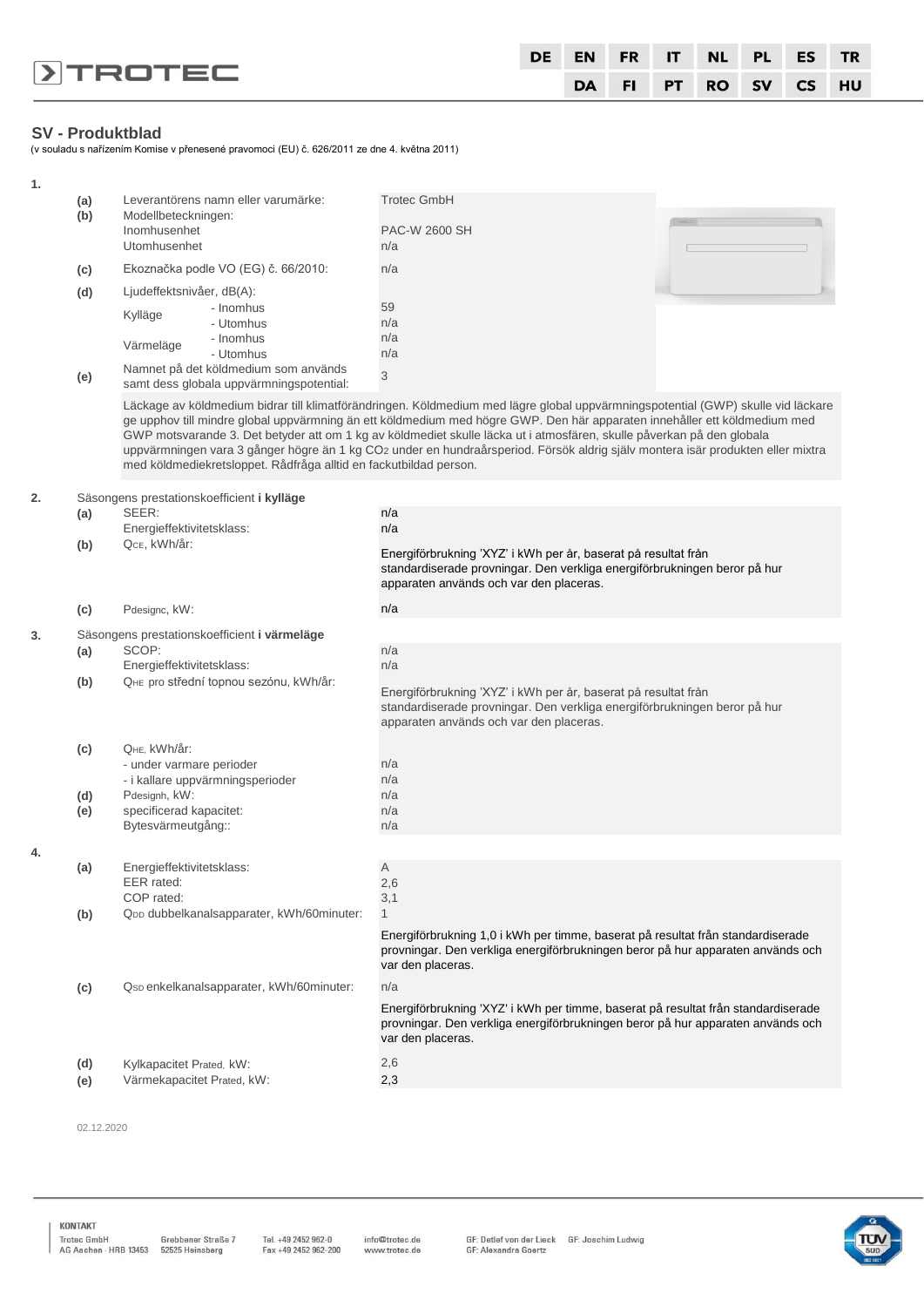## SV - Produktblad

(v souladu s nařízením Komise v přenesené pravomoci (EU) č. 626/2011 ze dne 4. května 2011)

**1.**

| | | | |
|---|---|---|---|
| (a) | Leverantörens namn eller varumärke: | | Trotec GmbH |
| (b) | Modellbeteckningen: | | |
| | Inomhusenhet | | PAC-W 2600 SH |
| | Utomhusenhet | | n/a |
| (c) | Ekoznačka podle VO (EG) č. 66/2010: | | n/a |
| (d) | Ljudeffektsnivåer, dB(A): | | |
| | Kylläge | - Inomhus | 59 |
| | | - Utomhus | n/a |
| | Värmeläge | - Inomhus | n/a |
| | | - Utomhus | n/a |
| (e) | Namnet på det köldmedium som används samt dess globala uppvärmningspotential: | | 3 |

Läckage av köldmedium bidrar till klimatförändringen. Köldmedium med lägre global uppvärmningspotential (GWP) skulle vid läckare ge upphov till mindre global uppvärmning än ett köldmedium med högre GWP. Den här apparaten innehåller ett köldmedium med GWP motsvarande 3. Det betyder att om 1 kg av köldmediet skulle läcka ut i atmosfären, skulle påverkan på den globala uppvärmningen vara 3 gånger högre än 1 kg $CO_2$ under en hundraårsperiod. Försök aldrig själv montera isär produkten eller mixtra med köldmediekretsloppet. Rådfråga alltid en fackutbildad person.

**2.** Säsongens prestationskoefficient **i kylläge**

| | | |
|---|---|---|
| (a) | SEER: | n/a |
| | Energieffektivitetsklass: | n/a |
| (b) | $Q_{CE}$, kWh/år: | Energiförbrukning 'XYZ' i kWh per år, baserat på resultat från standardiserade provningar. Den verkliga energiförbrukningen beror på hur apparaten används och var den placeras. |
| (c) | $P_{designc}$, kW: | n/a |

**3.** Säsongens prestationskoefficient **i värmeläge**

| | | |
|---|---|---|
| (a) | SCOP: | n/a |
| | Energieffektivitetsklass: | n/a |
| (b) | $Q_{HE}$ pro střední topnou sezónu, kWh/år: | Energiförbrukning 'XYZ' i kWh per år, baserat på resultat från standardiserade provningar. Den verkliga energiförbrukningen beror på hur apparaten används och var den placeras. |
| (c) | $Q_{HE}$, kWh/år: | |
| | - under varmare perioder | n/a |
| | - i kallare uppvärmningsperioder | n/a |
| (d) | $P_{designh}$, kW: | n/a |
| (e) | specificerad kapacitet: | n/a |
| | Bytesvärmeutgång:: | n/a |

**4.**

| | | |
|---|---|---|
| (a) | Energieffektivitetsklass: | A |
| | EER rated: | 2,6 |
| | COP rated: | 3,1 |
| (b) | $Q_{DD}$ dubbelkanalsapparater, kWh/60minuter: | 1 |
| | | Energiförbrukning 1,0 i kWh per timme, baserat på resultat från standardiserade provningar. Den verkliga energiförbrukningen beror på hur apparaten används och var den placeras. |
| (c) | $Q_{SD}$ enkelkanalsapparater, kWh/60minuter: | n/a |
| | | Energiförbrukning 'XYZ' i kWh per timme, baserat på resultat från standardiserade provningar. Den verkliga energiförbrukningen beror på hur apparaten används och var den placeras. |
| (d) | Kylkapacitet $P_{rated}$, kW: | 2,6 |
| (e) | Värmekapacitet $P_{rated}$, kW: | 2,3 |

02.12.2020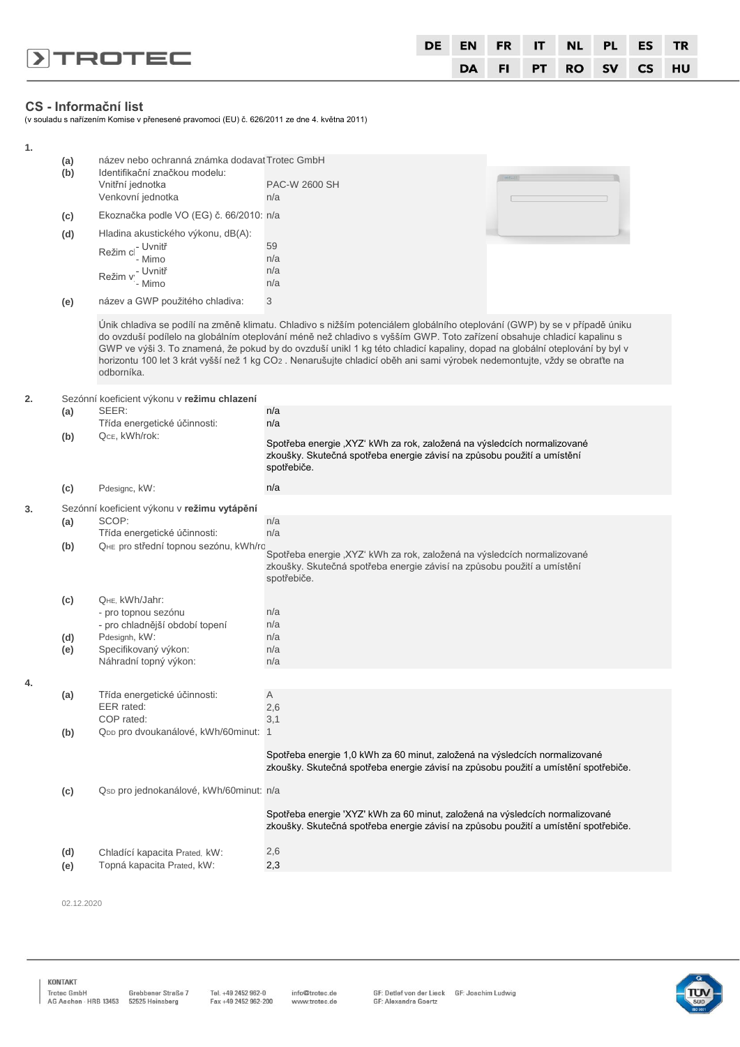DE | EN | FR | IT | NL | PL | ES | TR
DA | FI | PT | RO | SV | CS | HU

## CS - Informační list

(v souladu s nařízením Komise v přenesené pravomoci (EU) č. 626/2011 ze dne 4. května 2011)

**1.**

| | | |
|---|---|---|
| (a) | název nebo ochranná známka dodavat | Trotec GmbH |
| (b) | Identifikační značkou modelu: | |
| | Vnitřní jednotka | PAC-W 2600 SH |
| | Venkovní jednotka | n/a |
| (c) | Ekoznačka podle VO (EG) č. 66/2010: | n/a |
| (d) | Hladina akustického výkonu, dB(A): | |
| | Režim c - Uvnitř | 59 |
| | - Mimo | n/a |
| | Režim v - Uvnitř | n/a |
| | - Mimo | n/a |
| (e) | název a GWP použitého chladiva: | 3 |

Únik chladiva se podílí na změně klimatu. Chladivo s nižším potenciálem globálního oteplování (GWP) by se v případě úniku do ovzduší podílelo na globálním oteplování méně než chladivo s vyšším GWP. Toto zařízení obsahuje chladicí kapalinu s GWP ve výši 3. To znamená, že pokud by do ovzduší unikl 1 kg této chladicí kapaliny, dopad na globální oteplování by byl v horizontu 100 let 3 krát vyšší než 1 kg $CO_2$ . Nenarušujte chladicí oběh ani sami výrobek nedemontujte, vždy se obraťte na odborníka.

**2.** Sezónní koeficient výkonu v **režimu chlazení**

| | | |
|---|---|---|
| (a) | SEER: | n/a |
| | Třída energetické účinnosti: | n/a |
| (b) | $Q_{CE}$, kWh/rok: | Spotřeba energie ‚XYZ' kWh za rok, založená na výsledcích normalizované zkoušky. Skutečná spotřeba energie závisí na způsobu použití a umístění spotřebiče. |
| (c) | $P_{designc}$, kW: | n/a |

**3.** Sezónní koeficient výkonu v **režimu vytápění**

| | | |
|---|---|---|
| (a) | SCOP: | n/a |
| | Třída energetické účinnosti: | n/a |
| (b) | $Q_{HE}$ pro střední topnou sezónu, kWh/ro | Spotřeba energie ‚XYZ' kWh za rok, založená na výsledcích normalizované zkoušky. Skutečná spotřeba energie závisí na způsobu použití a umístění spotřebiče. |
| (c) | $Q_{HE}$, kWh/Jahr: | |
| | - pro topnou sezónu | n/a |
| | - pro chladnější období topení | n/a |
| (d) | $P_{designh}$, kW: | n/a |
| (e) | Specifikovaný výkon: | n/a |
| | Náhradní topný výkon: | n/a |

**4.**

| | | |
|---|---|---|
| (a) | Třída energetické účinnosti: | A |
| | EER rated: | 2,6 |
| | COP rated: | 3,1 |
| (b) | $Q_{DD}$ pro dvoukanálové, kWh/60minut: | 1 |
| | | Spotřeba energie 1,0 kWh za 60 minut, založená na výsledcích normalizované zkoušky. Skutečná spotřeba energie závisí na způsobu použití a umístění spotřebiče. |
| (c) | $Q_{SD}$ pro jednokanálové, kWh/60minut: | n/a |
| | | Spotřeba energie 'XYZ' kWh za 60 minut, založená na výsledcích normalizované zkoušky. Skutečná spotřeba energie závisí na způsobu použití a umístění spotřebiče. |
| (d) | Chladící kapacita $P_{rated}$, kW: | 2,6 |
| (e) | Topná kapacita $P_{rated}$, kW: | 2,3 |

02.12.2020

KONTAKT
Trotec GmbH, AG Aachen · HRB 13453 | Grebbener Straße 7, 52525 Heinsberg | Tel. +49 2452 962-0, Fax +49 2452 962-200 | info@trotec.de, www.trotec.de | GF: Detlef von der Lieck, GF: Joachim Ludwig, GF: Alexandra Goertz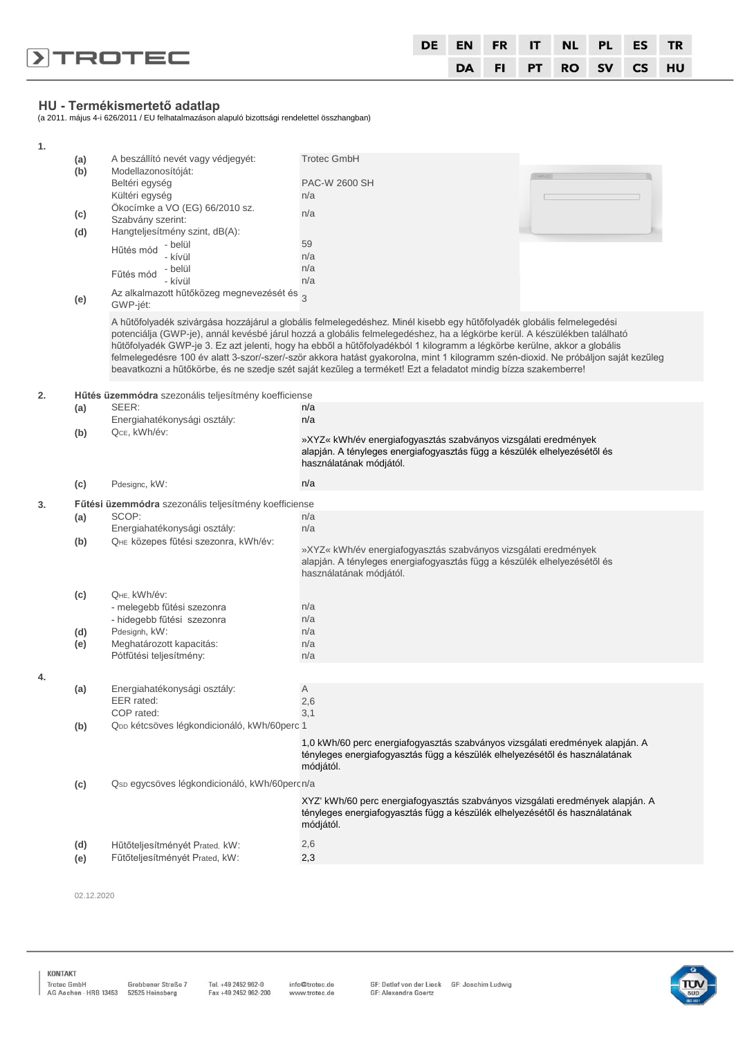## HU - Termékismertető adatlap

(a 2011. május 4-i 626/2011 / EU felhatalmazáson alapuló bizottsági rendelettel összhangban)

**1.**

| | | |
|---|---|---|
| (a) | A beszállító nevét vagy védjegyét: | Trotec GmbH |
| (b) | Modellazonosítóját: | |
| | Beltéri egység | PAC-W 2600 SH |
| | Kültéri egység | n/a |
| (c) | Ökocímke a VO (EG) 66/2010 sz. Szabvány szerint: | n/a |
| (d) | Hangteljesítmény szint, dB(A): | |
| | Hűtés mód - belül | 59 |
| | Hűtés mód - kívül | n/a |
| | Fűtés mód - belül | n/a |
| | Fűtés mód - kívül | n/a |
| (e) | Az alkalmazott hűtőközeg megnevezését és GWP-jét: | 3 |

A hűtőfolyadék szivárgása hozzájárul a globális felmelegedéshez. Minél kisebb egy hűtőfolyadék globális felmelegedési potenciálja (GWP-je), annál kevésbé járul hozzá a globális felmelegedéshez, ha a légkörbe kerül. A készülékben található hűtőfolyadék GWP-je 3. Ez azt jelenti, hogy ha ebből a hűtőfolyadékból 1 kilogramm a légkörbe kerülne, akkor a globális felmelegedésre 100 év alatt 3-szor/-szer/-ször akkora hatást gyakorolna, mint 1 kilogramm szén-dioxid. Ne próbáljon saját kezűleg beavatkozni a hűtőkörbe, és ne szedje szét saját kezűleg a terméket! Ezt a feladatot mindig bízza szakemberre!

**2.** **Hűtés üzemmódra** szezonális teljesítmény koefficiense

| | | |
|---|---|---|
| (a) | SEER: | n/a |
| | Energiahatékonysági osztály: | n/a |
| (b) | $Q_{CE}$, kWh/év: | »XYZ« kWh/év energiafogyasztás szabványos vizsgálati eredmények alapján. A tényleges energiafogyasztás függ a készülék elhelyezésétől és használatának módjától. |
| (c) | $P_{designc}$, kW: | n/a |

**3.** **Fűtési üzemmódra** szezonális teljesítmény koefficiense

| | | |
|---|---|---|
| (a) | SCOP: | n/a |
| | Energiahatékonysági osztály: | n/a |
| (b) | $Q_{HE}$ közepes fűtési szezonra, kWh/év: | »XYZ« kWh/év energiafogyasztás szabványos vizsgálati eredmények alapján. A tényleges energiafogyasztás függ a készülék elhelyezésétől és használatának módjától. |
| (c) | $Q_{HE}$, kWh/év: | |
| | - melegebb fűtési szezonra | n/a |
| | - hidegebb fűtési szezonra | n/a |
| (d) | $P_{designh}$, kW: | n/a |
| (e) | Meghatározott kapacitás: | n/a |
| | Pótfűtési teljesítmény: | n/a |

**4.**

| | | |
|---|---|---|
| (a) | Energiahatékonysági osztály: | A |
| | EER rated: | 2,6 |
| | COP rated: | 3,1 |
| (b) | $Q_{DD}$ kétcsöves légkondicionáló, kWh/60perc | 1 |
| | | 1,0 kWh/60 perc energiafogyasztás szabványos vizsgálati eredmények alapján. A tényleges energiafogyasztás függ a készülék elhelyezésétől és használatának módjától. |
| (c) | $Q_{SD}$ egycsöves légkondicionáló, kWh/60perc | n/a |
| | | XYZ' kWh/60 perc energiafogyasztás szabványos vizsgálati eredmények alapján. A tényleges energiafogyasztás függ a készülék elhelyezésétől és használatának módjától. |
| (d) | Hűtőteljesítményét $P_{rated}$, kW: | 2,6 |
| (e) | Fűtőteljesítményét $P_{rated}$, kW: | 2,3 |

02.12.2020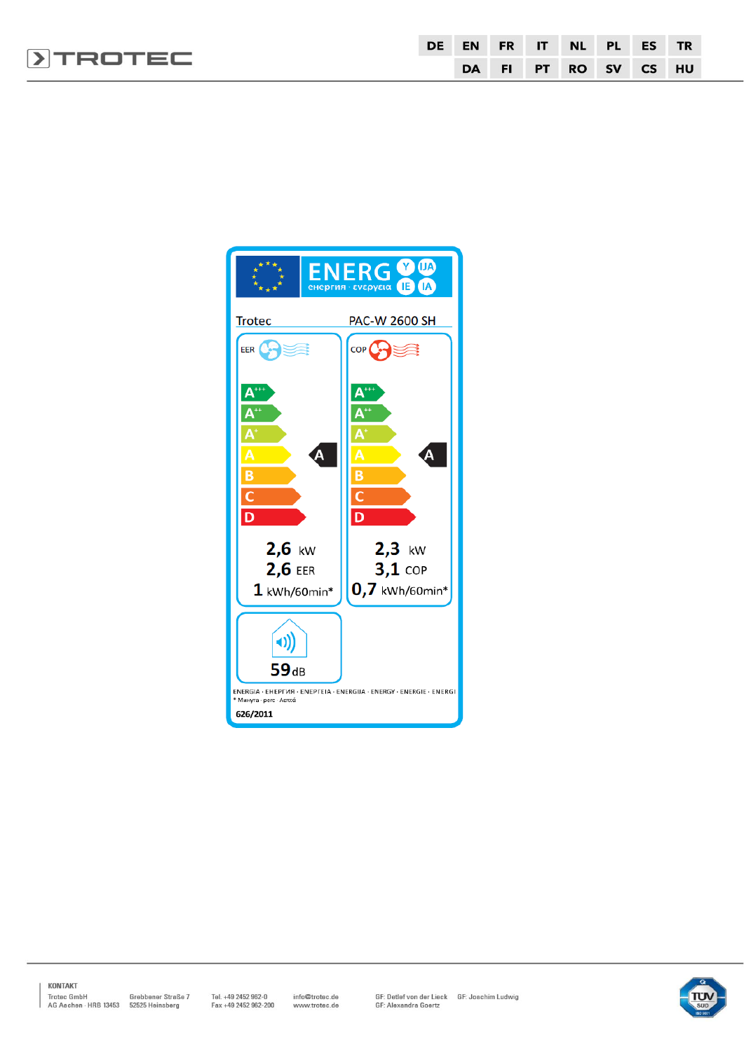ENERG енергия · ενεργεια Y IJA IE IA

Trotec PAC-W 2600 SH

EER

A+++
A++
A+
A
B
C
D

A

2,6 kW
2,6 EER
1 kWh/60min*

COP

A+++
A++
A+
A
B
C
D

A

2,3 kW
3,1 COP
0,7 kWh/60min*

59 dB

ENERGIA · ЕНЕРГИЯ · ΕΝΕΡΓΕΙΑ · ENERGIJA · ENERGY · ENERGIE · ENERGI

* Минута · perc · Λεπτά

626/2011

**KONTAKT**

Trotec GmbH
AG Aachen · HRB 13453

Grebbener Straße 7
52525 Heinsberg

Tel. +49 2452 962-0
Fax +49 2452 962-200

info@trotec.de
www.trotec.de

GF: Detlef von der Lieck
GF: Alexandra Goertz

GF: Joachim Ludwig